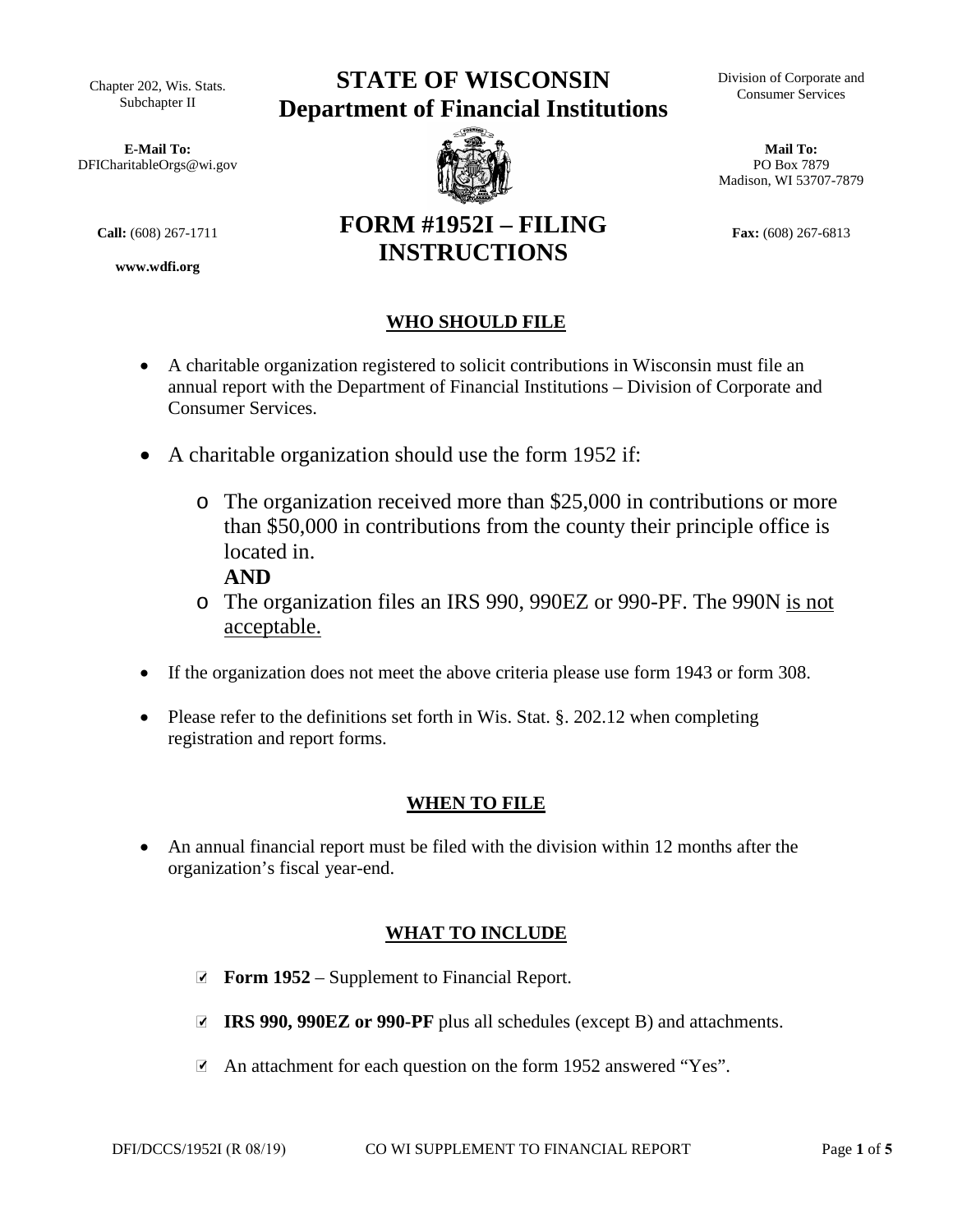Chapter 202, Wis. Stats.
Subchapter II

# STATE OF WISCONSIN
# Department of Financial Institutions

Division of Corporate and Consumer Services

**E-Mail To:**
DFICharitableOrgs@wi.gov

**Mail To:**
PO Box 7879
Madison, WI 53707-7879

**Call:** (608) 267-1711

**Fax:** (608) 267-6813

**www.wdfi.org**

## FORM #1952I – FILING INSTRUCTIONS

### WHO SHOULD FILE

- A charitable organization registered to solicit contributions in Wisconsin must file an annual report with the Department of Financial Institutions – Division of Corporate and Consumer Services.
- A charitable organization should use the form 1952 if:
  - The organization received more than $25,000 in contributions or more than $50,000 in contributions from the county their principle office is located in.
    **AND**
  - The organization files an IRS 990, 990EZ or 990-PF. The 990N is not acceptable.
- If the organization does not meet the above criteria please use form 1943 or form 308.
- Please refer to the definitions set forth in Wis. Stat. §. 202.12 when completing registration and report forms.

### WHEN TO FILE

- An annual financial report must be filed with the division within 12 months after the organization's fiscal year-end.

### WHAT TO INCLUDE

- ☑ **Form 1952** – Supplement to Financial Report.
- ☑ **IRS 990, 990EZ or 990-PF** plus all schedules (except B) and attachments.
- ☑ An attachment for each question on the form 1952 answered "Yes".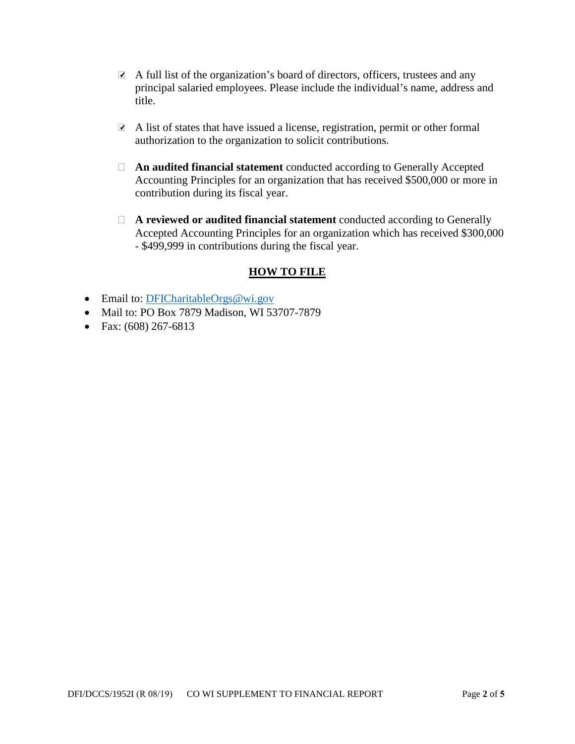- ☑ A full list of the organization's board of directors, officers, trustees and any principal salaried employees. Please include the individual's name, address and title.

- ☑ A list of states that have issued a license, registration, permit or other formal authorization to the organization to solicit contributions.

- ☐ **An audited financial statement** conducted according to Generally Accepted Accounting Principles for an organization that has received $500,000 or more in contribution during its fiscal year.

- ☐ **A reviewed or audited financial statement** conducted according to Generally Accepted Accounting Principles for an organization which has received $300,000 - $499,999 in contributions during the fiscal year.

## HOW TO FILE

- Email to: DFICharitableOrgs@wi.gov
- Mail to: PO Box 7879 Madison, WI 53707-7879
- Fax: (608) 267-6813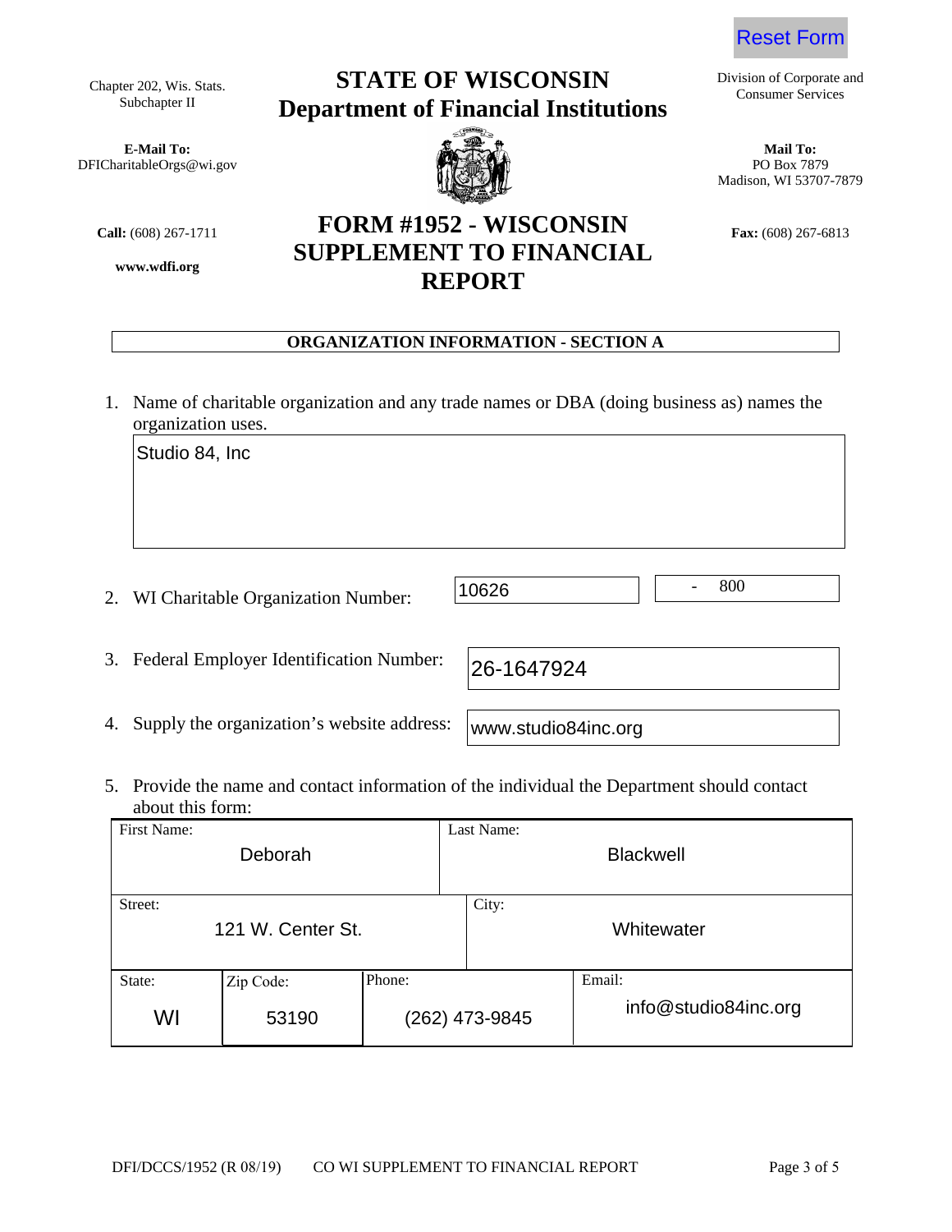Reset Form

Chapter 202, Wis. Stats.
Subchapter II

# STATE OF WISCONSIN
# Department of Financial Institutions

Division of Corporate and Consumer Services

**E-Mail To:**
DFICharitableOrgs@wi.gov

**Mail To:**
PO Box 7879
Madison, WI 53707-7879

**Call:** (608) 267-1711

**www.wdfi.org**

**Fax:** (608) 267-6813

## FORM #1952 - WISCONSIN SUPPLEMENT TO FINANCIAL REPORT

### ORGANIZATION INFORMATION - SECTION A

1. Name of charitable organization and any trade names or DBA (doing business as) names the organization uses.

   Studio 84, Inc

2. WI Charitable Organization Number: 10626 - 800

3. Federal Employer Identification Number: 26-1647924

4. Supply the organization's website address: www.studio84inc.org

5. Provide the name and contact information of the individual the Department should contact about this form:

| First Name: | | Last Name: | |
|---|---|---|---|
| Deborah | | Blackwell | |
| **Street:** | | **City:** | |
| 121 W. Center St. | | Whitewater | |
| **State:** | **Zip Code:** | **Phone:** | **Email:** |
| WI | 53190 | (262) 473-9845 | info@studio84inc.org |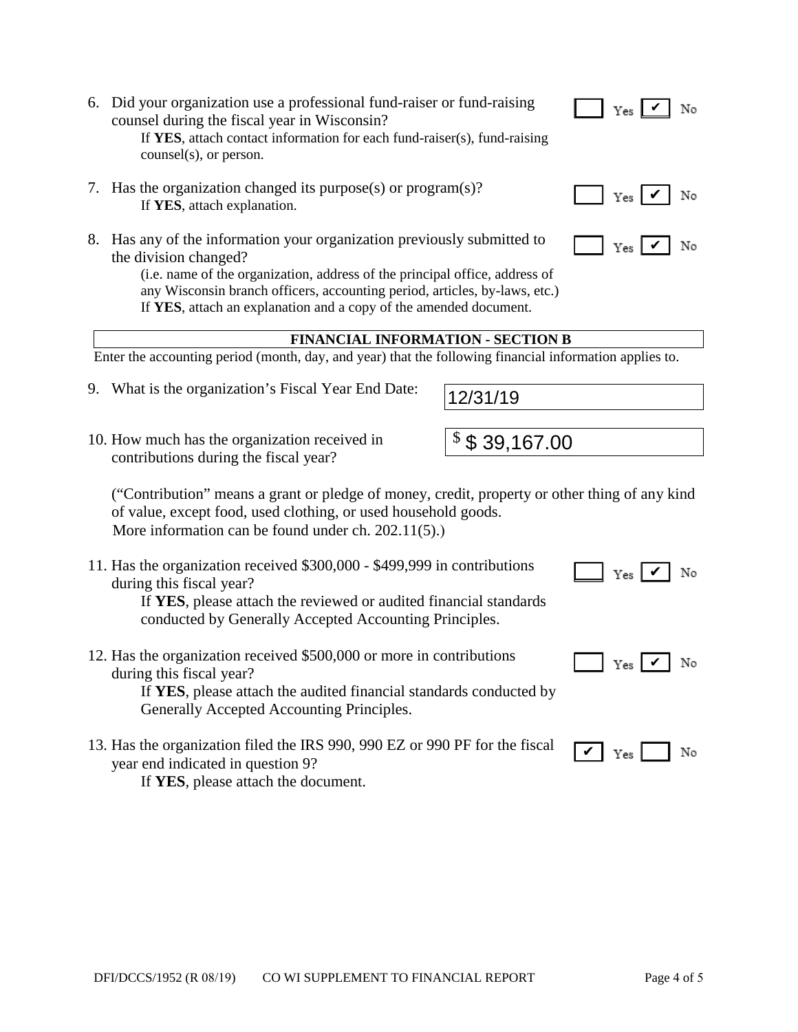6. Did your organization use a professional fund-raiser or fund-raising counsel during the fiscal year in Wisconsin? ☐ Yes ☑ No
   If **YES**, attach contact information for each fund-raiser(s), fund-raising counsel(s), or person.

7. Has the organization changed its purpose(s) or program(s)? ☐ Yes ☑ No
   If **YES**, attach explanation.

8. Has any of the information your organization previously submitted to the division changed? ☐ Yes ☑ No
   (i.e. name of the organization, address of the principal office, address of any Wisconsin branch officers, accounting period, articles, by-laws, etc.)
   If **YES**, attach an explanation and a copy of the amended document.

**FINANCIAL INFORMATION - SECTION B**

Enter the accounting period (month, day, and year) that the following financial information applies to.

9. What is the organization's Fiscal Year End Date: 12/31/19

10. How much has the organization received in contributions during the fiscal year? $ $ 39,167.00

   ("Contribution" means a grant or pledge of money, credit, property or other thing of any kind of value, except food, used clothing, or used household goods.
   More information can be found under ch. 202.11(5).)

11. Has the organization received $300,000 - $499,999 in contributions during this fiscal year? ☐ Yes ☑ No
    If **YES**, please attach the reviewed or audited financial standards conducted by Generally Accepted Accounting Principles.

12. Has the organization received $500,000 or more in contributions during this fiscal year? ☐ Yes ☑ No
    If **YES**, please attach the audited financial standards conducted by Generally Accepted Accounting Principles.

13. Has the organization filed the IRS 990, 990 EZ or 990 PF for the fiscal year end indicated in question 9? ☑ Yes ☐ No
    If **YES**, please attach the document.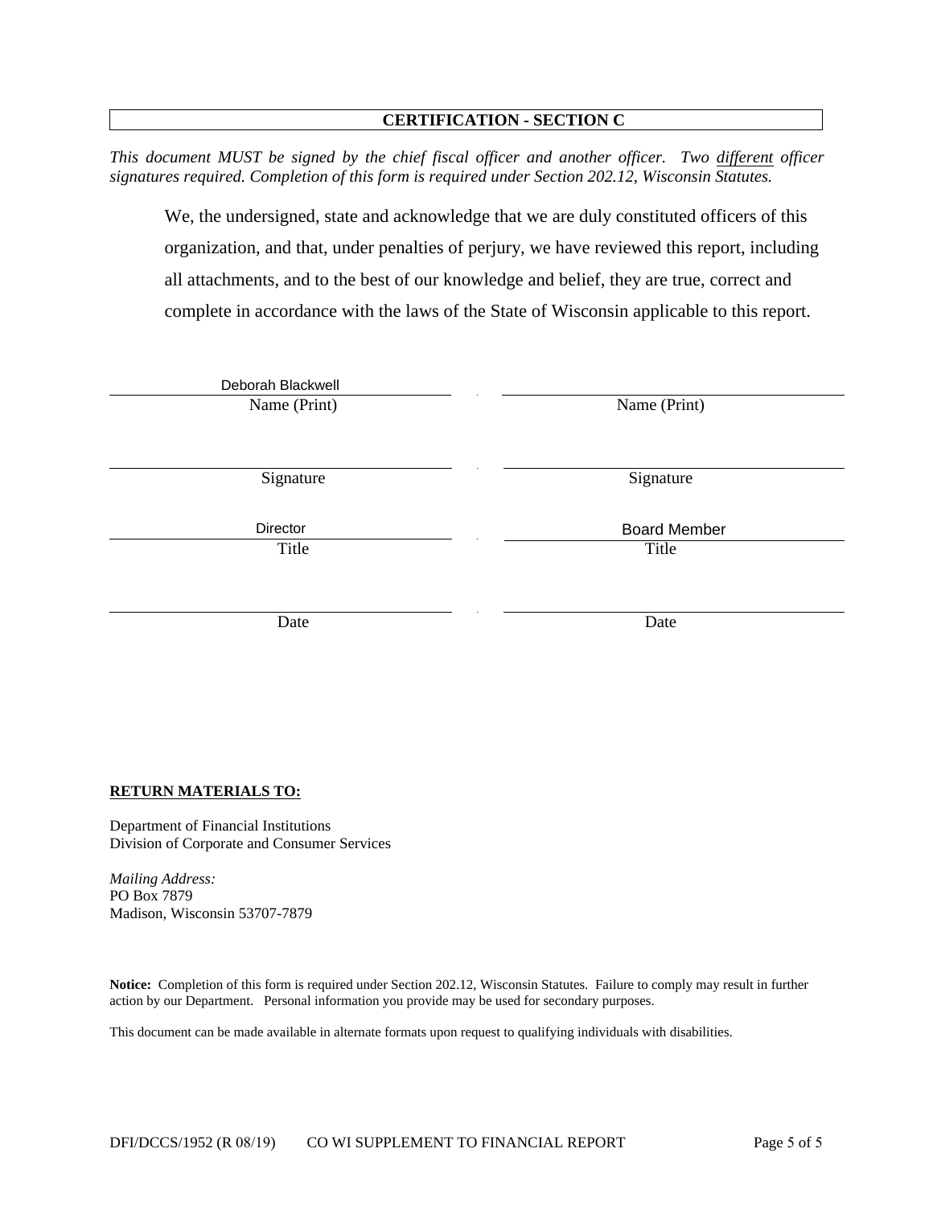## CERTIFICATION - SECTION C

*This document MUST be signed by the chief fiscal officer and another officer. Two different officer signatures required. Completion of this form is required under Section 202.12, Wisconsin Statutes.*

We, the undersigned, state and acknowledge that we are duly constituted officers of this organization, and that, under penalties of perjury, we have reviewed this report, including all attachments, and to the best of our knowledge and belief, they are true, correct and complete in accordance with the laws of the State of Wisconsin applicable to this report.

| | |
|---|---|
| Deborah Blackwell | |
| Name (Print) | Name (Print) |
| | |
| Signature | Signature |
| Director | Board Member |
| Title | Title |
| | |
| Date | Date |

**RETURN MATERIALS TO:**

Department of Financial Institutions
Division of Corporate and Consumer Services

*Mailing Address:*
PO Box 7879
Madison, Wisconsin 53707-7879

**Notice:** Completion of this form is required under Section 202.12, Wisconsin Statutes. Failure to comply may result in further action by our Department. Personal information you provide may be used for secondary purposes.

This document can be made available in alternate formats upon request to qualifying individuals with disabilities.

DFI/DCCS/1952 (R 08/19) CO WI SUPPLEMENT TO FINANCIAL REPORT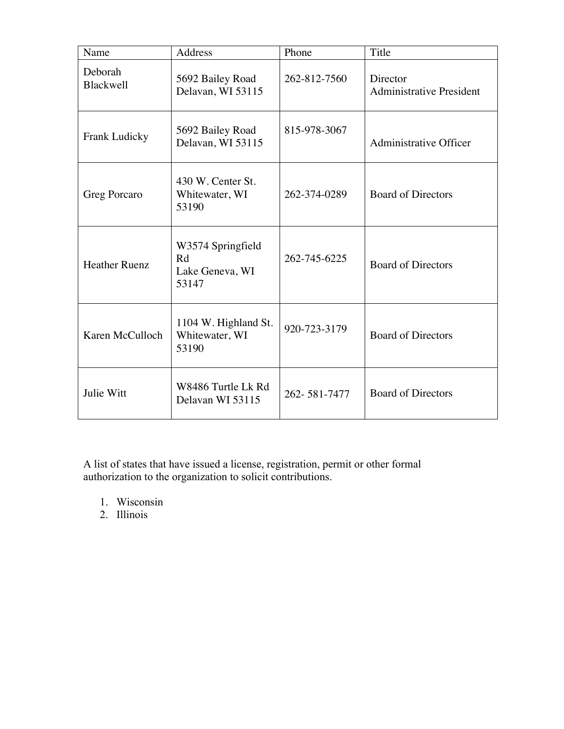| Name | Address | Phone | Title |
|---|---|---|---|
| Deborah Blackwell | 5692 Bailey Road Delavan, WI 53115 | 262-812-7560 | Director Administrative President |
| Frank Ludicky | 5692 Bailey Road Delavan, WI 53115 | 815-978-3067 | Administrative Officer |
| Greg Porcaro | 430 W. Center St. Whitewater, WI 53190 | 262-374-0289 | Board of Directors |
| Heather Ruenz | W3574 Springfield Rd Lake Geneva, WI 53147 | 262-745-6225 | Board of Directors |
| Karen McCulloch | 1104 W. Highland St. Whitewater, WI 53190 | 920-723-3179 | Board of Directors |
| Julie Witt | W8486 Turtle Lk Rd Delavan WI 53115 | 262- 581-7477 | Board of Directors |

A list of states that have issued a license, registration, permit or other formal authorization to the organization to solicit contributions.

1. Wisconsin
2. Illinois